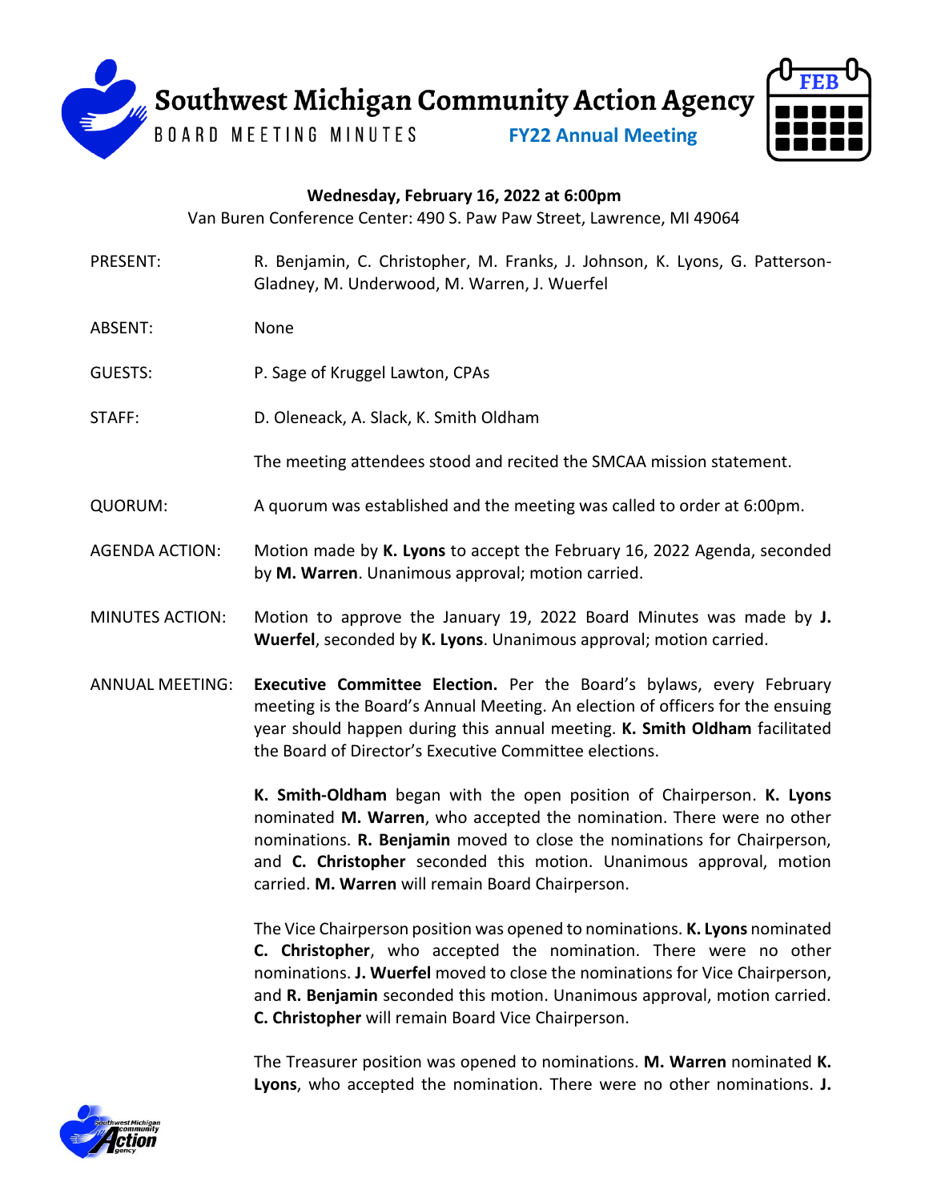# Southwest Michigan Community Action Agency

BOARD MEETING MINUTES

**FY22 Annual Meeting**

**Wednesday, February 16, 2022 at 6:00pm**

Van Buren Conference Center: 490 S. Paw Paw Street, Lawrence, MI 49064

PRESENT: R. Benjamin, C. Christopher, M. Franks, J. Johnson, K. Lyons, G. Patterson-Gladney, M. Underwood, M. Warren, J. Wuerfel

ABSENT: None

GUESTS: P. Sage of Kruggel Lawton, CPAs

STAFF: D. Oleneack, A. Slack, K. Smith Oldham

The meeting attendees stood and recited the SMCAA mission statement.

QUORUM: A quorum was established and the meeting was called to order at 6:00pm.

AGENDA ACTION: Motion made by **K. Lyons** to accept the February 16, 2022 Agenda, seconded by **M. Warren**. Unanimous approval; motion carried.

MINUTES ACTION: Motion to approve the January 19, 2022 Board Minutes was made by **J. Wuerfel**, seconded by **K. Lyons**. Unanimous approval; motion carried.

ANNUAL MEETING: **Executive Committee Election.** Per the Board's bylaws, every February meeting is the Board's Annual Meeting. An election of officers for the ensuing year should happen during this annual meeting. **K. Smith Oldham** facilitated the Board of Director's Executive Committee elections.

**K. Smith-Oldham** began with the open position of Chairperson. **K. Lyons** nominated **M. Warren**, who accepted the nomination. There were no other nominations. **R. Benjamin** moved to close the nominations for Chairperson, and **C. Christopher** seconded this motion. Unanimous approval, motion carried. **M. Warren** will remain Board Chairperson.

The Vice Chairperson position was opened to nominations. **K. Lyons** nominated **C. Christopher**, who accepted the nomination. There were no other nominations. **J. Wuerfel** moved to close the nominations for Vice Chairperson, and **R. Benjamin** seconded this motion. Unanimous approval, motion carried. **C. Christopher** will remain Board Vice Chairperson.

The Treasurer position was opened to nominations. **M. Warren** nominated **K. Lyons**, who accepted the nomination. There were no other nominations. **J.**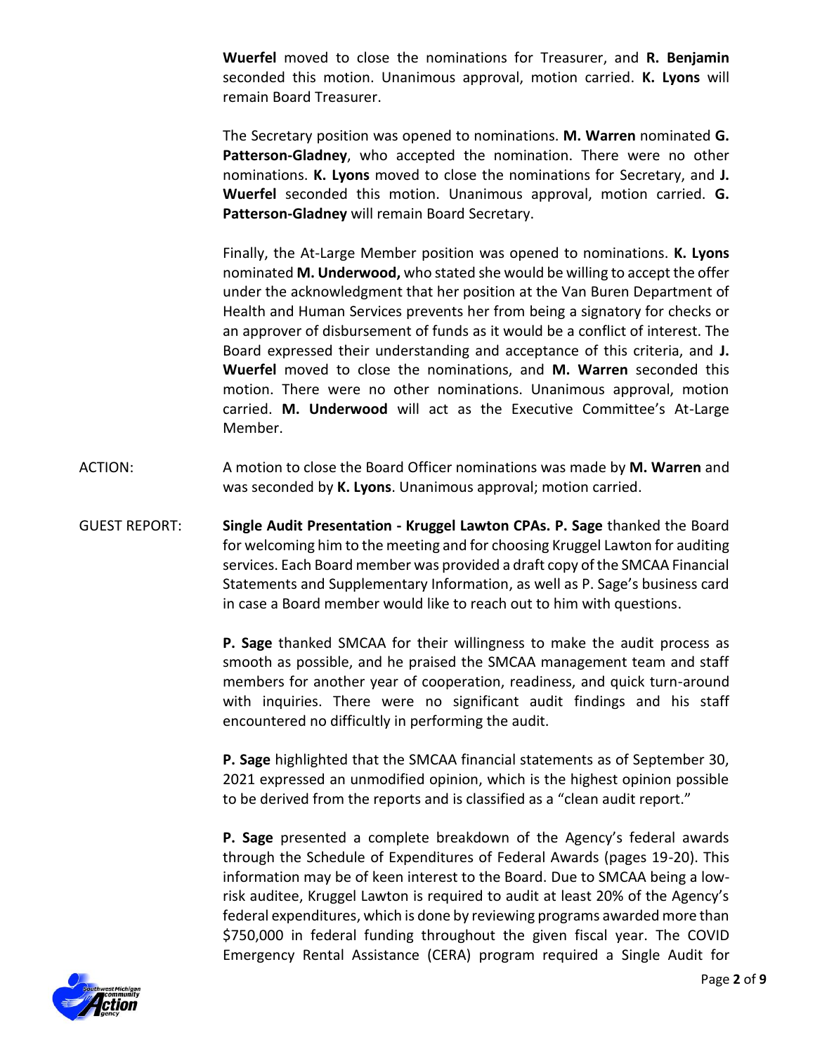**Wuerfel** moved to close the nominations for Treasurer, and **R. Benjamin** seconded this motion. Unanimous approval, motion carried. **K. Lyons** will remain Board Treasurer.

The Secretary position was opened to nominations. **M. Warren** nominated **G. Patterson-Gladney**, who accepted the nomination. There were no other nominations. **K. Lyons** moved to close the nominations for Secretary, and **J. Wuerfel** seconded this motion. Unanimous approval, motion carried. **G. Patterson-Gladney** will remain Board Secretary.

Finally, the At-Large Member position was opened to nominations. **K. Lyons** nominated **M. Underwood,** who stated she would be willing to accept the offer under the acknowledgment that her position at the Van Buren Department of Health and Human Services prevents her from being a signatory for checks or an approver of disbursement of funds as it would be a conflict of interest. The Board expressed their understanding and acceptance of this criteria, and **J. Wuerfel** moved to close the nominations, and **M. Warren** seconded this motion. There were no other nominations. Unanimous approval, motion carried. **M. Underwood** will act as the Executive Committee's At-Large Member.

ACTION: A motion to close the Board Officer nominations was made by **M. Warren** and was seconded by **K. Lyons**. Unanimous approval; motion carried.

GUEST REPORT: **Single Audit Presentation - Kruggel Lawton CPAs. P. Sage** thanked the Board for welcoming him to the meeting and for choosing Kruggel Lawton for auditing services. Each Board member was provided a draft copy of the SMCAA Financial Statements and Supplementary Information, as well as P. Sage's business card in case a Board member would like to reach out to him with questions.

**P. Sage** thanked SMCAA for their willingness to make the audit process as smooth as possible, and he praised the SMCAA management team and staff members for another year of cooperation, readiness, and quick turn-around with inquiries. There were no significant audit findings and his staff encountered no difficultly in performing the audit.

**P. Sage** highlighted that the SMCAA financial statements as of September 30, 2021 expressed an unmodified opinion, which is the highest opinion possible to be derived from the reports and is classified as a "clean audit report."

**P. Sage** presented a complete breakdown of the Agency's federal awards through the Schedule of Expenditures of Federal Awards (pages 19-20). This information may be of keen interest to the Board. Due to SMCAA being a low-risk auditee, Kruggel Lawton is required to audit at least 20% of the Agency's federal expenditures, which is done by reviewing programs awarded more than \$750,000 in federal funding throughout the given fiscal year. The COVID Emergency Rental Assistance (CERA) program required a Single Audit for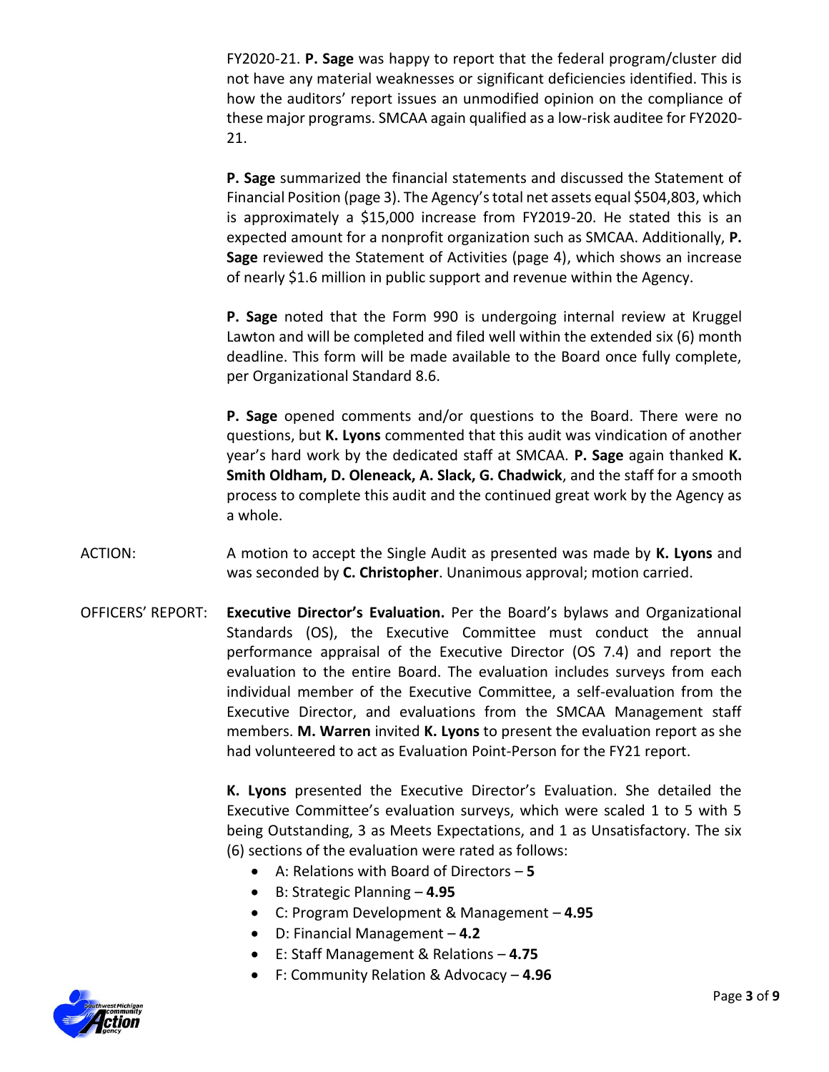FY2020-21. **P. Sage** was happy to report that the federal program/cluster did not have any material weaknesses or significant deficiencies identified. This is how the auditors' report issues an unmodified opinion on the compliance of these major programs. SMCAA again qualified as a low-risk auditee for FY2020-21.

**P. Sage** summarized the financial statements and discussed the Statement of Financial Position (page 3). The Agency's total net assets equal $504,803, which is approximately a $15,000 increase from FY2019-20. He stated this is an expected amount for a nonprofit organization such as SMCAA. Additionally, **P. Sage** reviewed the Statement of Activities (page 4), which shows an increase of nearly $1.6 million in public support and revenue within the Agency.

**P. Sage** noted that the Form 990 is undergoing internal review at Kruggel Lawton and will be completed and filed well within the extended six (6) month deadline. This form will be made available to the Board once fully complete, per Organizational Standard 8.6.

**P. Sage** opened comments and/or questions to the Board. There were no questions, but **K. Lyons** commented that this audit was vindication of another year's hard work by the dedicated staff at SMCAA. **P. Sage** again thanked **K. Smith Oldham, D. Oleneack, A. Slack, G. Chadwick**, and the staff for a smooth process to complete this audit and the continued great work by the Agency as a whole.

ACTION: A motion to accept the Single Audit as presented was made by **K. Lyons** and was seconded by **C. Christopher**. Unanimous approval; motion carried.

OFFICERS' REPORT: **Executive Director's Evaluation.** Per the Board's bylaws and Organizational Standards (OS), the Executive Committee must conduct the annual performance appraisal of the Executive Director (OS 7.4) and report the evaluation to the entire Board. The evaluation includes surveys from each individual member of the Executive Committee, a self-evaluation from the Executive Director, and evaluations from the SMCAA Management staff members. **M. Warren** invited **K. Lyons** to present the evaluation report as she had volunteered to act as Evaluation Point-Person for the FY21 report.

**K. Lyons** presented the Executive Director's Evaluation. She detailed the Executive Committee's evaluation surveys, which were scaled 1 to 5 with 5 being Outstanding, 3 as Meets Expectations, and 1 as Unsatisfactory. The six (6) sections of the evaluation were rated as follows:

- A: Relations with Board of Directors – **5**
- B: Strategic Planning – **4.95**
- C: Program Development & Management – **4.95**
- D: Financial Management – **4.2**
- E: Staff Management & Relations – **4.75**
- F: Community Relation & Advocacy – **4.96**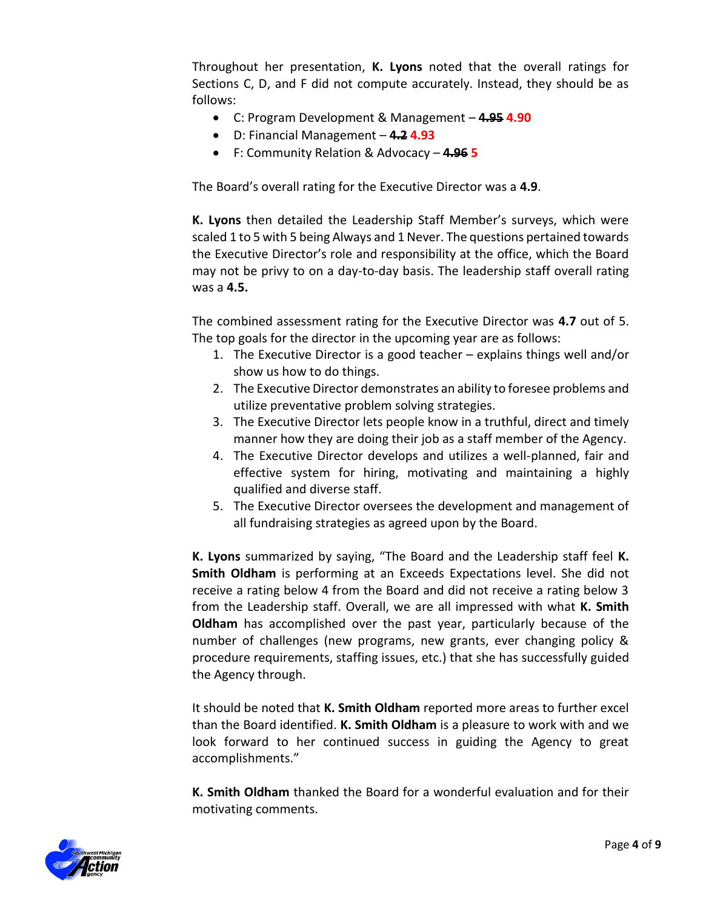Throughout her presentation, **K. Lyons** noted that the overall ratings for Sections C, D, and F did not compute accurately. Instead, they should be as follows:

- C: Program Development & Management – ~~**4.95**~~ **4.90**
- D: Financial Management – ~~**4.2**~~ **4.93**
- F: Community Relation & Advocacy – ~~**4.96**~~ **5**

The Board's overall rating for the Executive Director was a **4.9**.

**K. Lyons** then detailed the Leadership Staff Member's surveys, which were scaled 1 to 5 with 5 being Always and 1 Never. The questions pertained towards the Executive Director's role and responsibility at the office, which the Board may not be privy to on a day-to-day basis. The leadership staff overall rating was a **4.5.**

The combined assessment rating for the Executive Director was **4.7** out of 5. The top goals for the director in the upcoming year are as follows:

1. The Executive Director is a good teacher – explains things well and/or show us how to do things.
2. The Executive Director demonstrates an ability to foresee problems and utilize preventative problem solving strategies.
3. The Executive Director lets people know in a truthful, direct and timely manner how they are doing their job as a staff member of the Agency.
4. The Executive Director develops and utilizes a well-planned, fair and effective system for hiring, motivating and maintaining a highly qualified and diverse staff.
5. The Executive Director oversees the development and management of all fundraising strategies as agreed upon by the Board.

**K. Lyons** summarized by saying, "The Board and the Leadership staff feel **K. Smith Oldham** is performing at an Exceeds Expectations level. She did not receive a rating below 4 from the Board and did not receive a rating below 3 from the Leadership staff. Overall, we are all impressed with what **K. Smith Oldham** has accomplished over the past year, particularly because of the number of challenges (new programs, new grants, ever changing policy & procedure requirements, staffing issues, etc.) that she has successfully guided the Agency through.

It should be noted that **K. Smith Oldham** reported more areas to further excel than the Board identified. **K. Smith Oldham** is a pleasure to work with and we look forward to her continued success in guiding the Agency to great accomplishments."

**K. Smith Oldham** thanked the Board for a wonderful evaluation and for their motivating comments.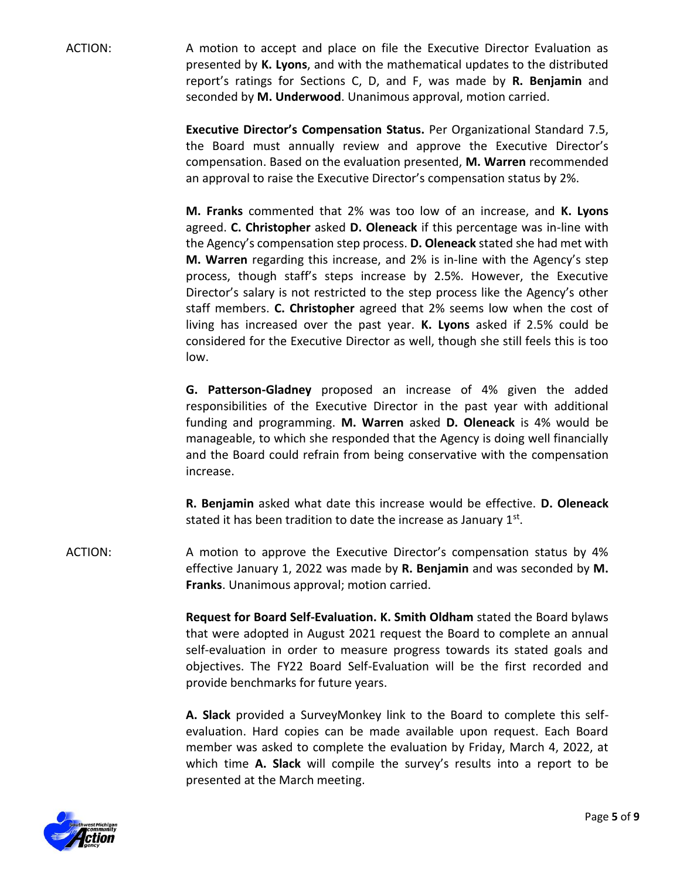ACTION: A motion to accept and place on file the Executive Director Evaluation as presented by **K. Lyons**, and with the mathematical updates to the distributed report's ratings for Sections C, D, and F, was made by **R. Benjamin** and seconded by **M. Underwood**. Unanimous approval, motion carried.

**Executive Director's Compensation Status.** Per Organizational Standard 7.5, the Board must annually review and approve the Executive Director's compensation. Based on the evaluation presented, **M. Warren** recommended an approval to raise the Executive Director's compensation status by 2%.

**M. Franks** commented that 2% was too low of an increase, and **K. Lyons** agreed. **C. Christopher** asked **D. Oleneack** if this percentage was in-line with the Agency's compensation step process. **D. Oleneack** stated she had met with **M. Warren** regarding this increase, and 2% is in-line with the Agency's step process, though staff's steps increase by 2.5%. However, the Executive Director's salary is not restricted to the step process like the Agency's other staff members. **C. Christopher** agreed that 2% seems low when the cost of living has increased over the past year. **K. Lyons** asked if 2.5% could be considered for the Executive Director as well, though she still feels this is too low.

**G. Patterson-Gladney** proposed an increase of 4% given the added responsibilities of the Executive Director in the past year with additional funding and programming. **M. Warren** asked **D. Oleneack** is 4% would be manageable, to which she responded that the Agency is doing well financially and the Board could refrain from being conservative with the compensation increase.

**R. Benjamin** asked what date this increase would be effective. **D. Oleneack** stated it has been tradition to date the increase as January 1st.

ACTION: A motion to approve the Executive Director's compensation status by 4% effective January 1, 2022 was made by **R. Benjamin** and was seconded by **M. Franks**. Unanimous approval; motion carried.

**Request for Board Self-Evaluation. K. Smith Oldham** stated the Board bylaws that were adopted in August 2021 request the Board to complete an annual self-evaluation in order to measure progress towards its stated goals and objectives. The FY22 Board Self-Evaluation will be the first recorded and provide benchmarks for future years.

**A. Slack** provided a SurveyMonkey link to the Board to complete this self-evaluation. Hard copies can be made available upon request. Each Board member was asked to complete the evaluation by Friday, March 4, 2022, at which time **A. Slack** will compile the survey's results into a report to be presented at the March meeting.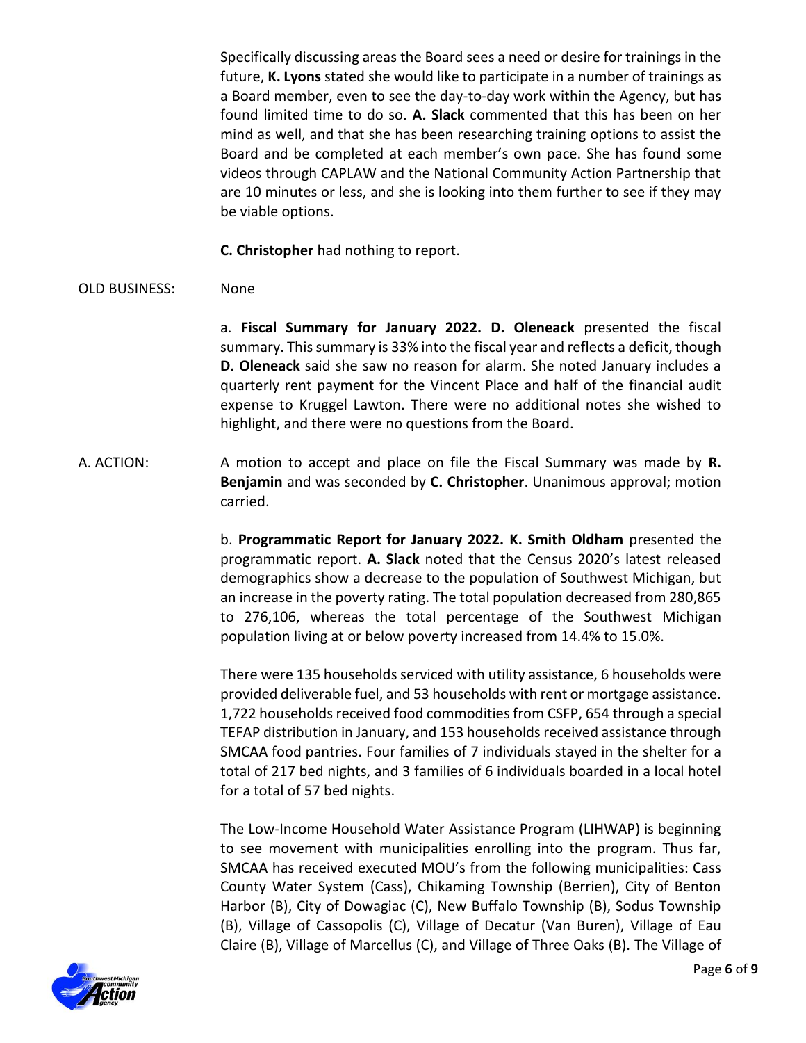Specifically discussing areas the Board sees a need or desire for trainings in the future, **K. Lyons** stated she would like to participate in a number of trainings as a Board member, even to see the day-to-day work within the Agency, but has found limited time to do so. **A. Slack** commented that this has been on her mind as well, and that she has been researching training options to assist the Board and be completed at each member's own pace. She has found some videos through CAPLAW and the National Community Action Partnership that are 10 minutes or less, and she is looking into them further to see if they may be viable options.

**C. Christopher** had nothing to report.

OLD BUSINESS: None

a. **Fiscal Summary for January 2022. D. Oleneack** presented the fiscal summary. This summary is 33% into the fiscal year and reflects a deficit, though **D. Oleneack** said she saw no reason for alarm. She noted January includes a quarterly rent payment for the Vincent Place and half of the financial audit expense to Kruggel Lawton. There were no additional notes she wished to highlight, and there were no questions from the Board.

A. ACTION: A motion to accept and place on file the Fiscal Summary was made by **R. Benjamin** and was seconded by **C. Christopher**. Unanimous approval; motion carried.

b. **Programmatic Report for January 2022. K. Smith Oldham** presented the programmatic report. **A. Slack** noted that the Census 2020's latest released demographics show a decrease to the population of Southwest Michigan, but an increase in the poverty rating. The total population decreased from 280,865 to 276,106, whereas the total percentage of the Southwest Michigan population living at or below poverty increased from 14.4% to 15.0%.

There were 135 households serviced with utility assistance, 6 households were provided deliverable fuel, and 53 households with rent or mortgage assistance. 1,722 households received food commodities from CSFP, 654 through a special TEFAP distribution in January, and 153 households received assistance through SMCAA food pantries. Four families of 7 individuals stayed in the shelter for a total of 217 bed nights, and 3 families of 6 individuals boarded in a local hotel for a total of 57 bed nights.

The Low-Income Household Water Assistance Program (LIHWAP) is beginning to see movement with municipalities enrolling into the program. Thus far, SMCAA has received executed MOU's from the following municipalities: Cass County Water System (Cass), Chikaming Township (Berrien), City of Benton Harbor (B), City of Dowagiac (C), New Buffalo Township (B), Sodus Township (B), Village of Cassopolis (C), Village of Decatur (Van Buren), Village of Eau Claire (B), Village of Marcellus (C), and Village of Three Oaks (B). The Village of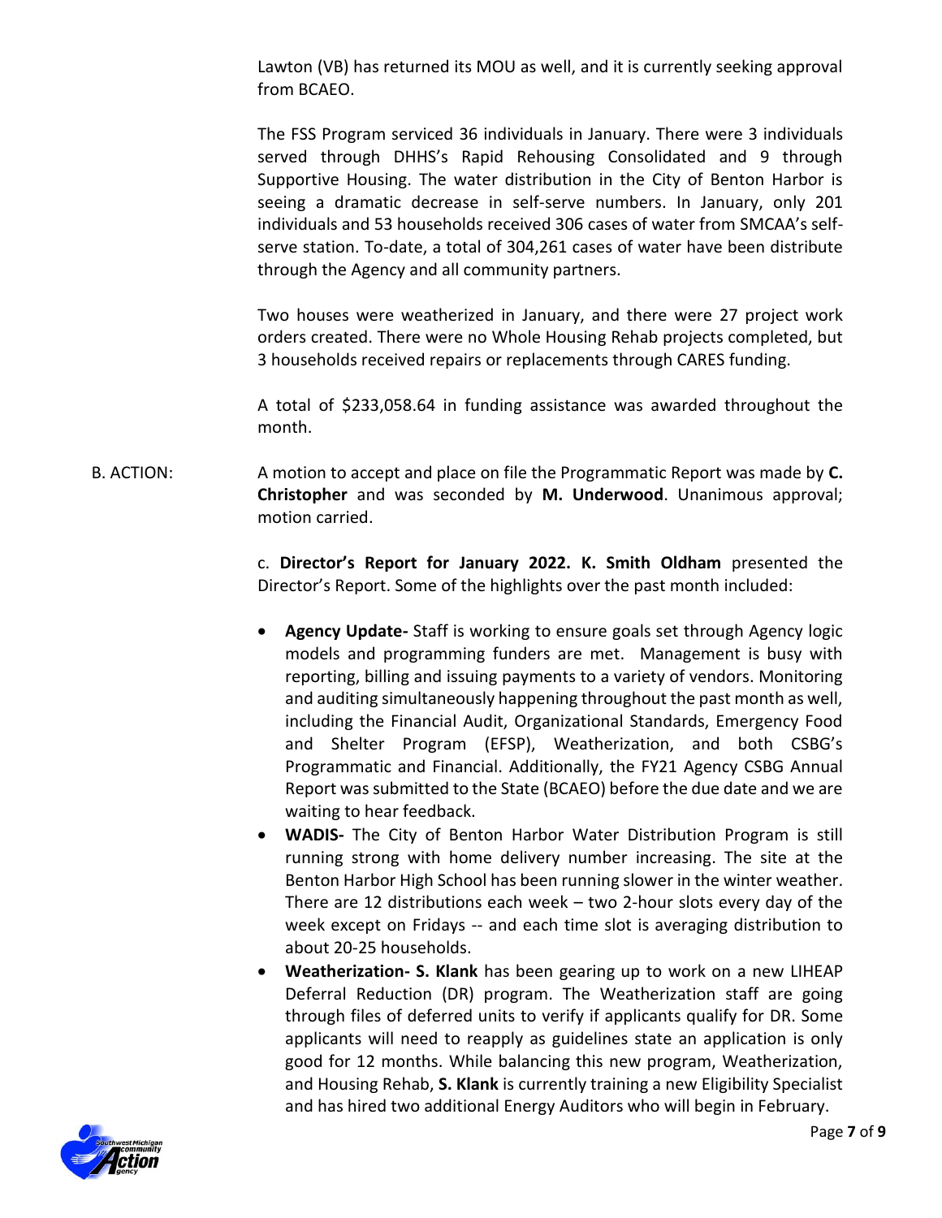Lawton (VB) has returned its MOU as well, and it is currently seeking approval from BCAEO.

The FSS Program serviced 36 individuals in January. There were 3 individuals served through DHHS's Rapid Rehousing Consolidated and 9 through Supportive Housing. The water distribution in the City of Benton Harbor is seeing a dramatic decrease in self-serve numbers. In January, only 201 individuals and 53 households received 306 cases of water from SMCAA's self-serve station. To-date, a total of 304,261 cases of water have been distribute through the Agency and all community partners.

Two houses were weatherized in January, and there were 27 project work orders created. There were no Whole Housing Rehab projects completed, but 3 households received repairs or replacements through CARES funding.

A total of $233,058.64 in funding assistance was awarded throughout the month.

B. ACTION: A motion to accept and place on file the Programmatic Report was made by **C. Christopher** and was seconded by **M. Underwood**. Unanimous approval; motion carried.

c. **Director's Report for January 2022. K. Smith Oldham** presented the Director's Report. Some of the highlights over the past month included:

- **Agency Update-** Staff is working to ensure goals set through Agency logic models and programming funders are met. Management is busy with reporting, billing and issuing payments to a variety of vendors. Monitoring and auditing simultaneously happening throughout the past month as well, including the Financial Audit, Organizational Standards, Emergency Food and Shelter Program (EFSP), Weatherization, and both CSBG's Programmatic and Financial. Additionally, the FY21 Agency CSBG Annual Report was submitted to the State (BCAEO) before the due date and we are waiting to hear feedback.
- **WADIS-** The City of Benton Harbor Water Distribution Program is still running strong with home delivery number increasing. The site at the Benton Harbor High School has been running slower in the winter weather. There are 12 distributions each week – two 2-hour slots every day of the week except on Fridays -- and each time slot is averaging distribution to about 20-25 households.
- **Weatherization- S. Klank** has been gearing up to work on a new LIHEAP Deferral Reduction (DR) program. The Weatherization staff are going through files of deferred units to verify if applicants qualify for DR. Some applicants will need to reapply as guidelines state an application is only good for 12 months. While balancing this new program, Weatherization, and Housing Rehab, **S. Klank** is currently training a new Eligibility Specialist and has hired two additional Energy Auditors who will begin in February.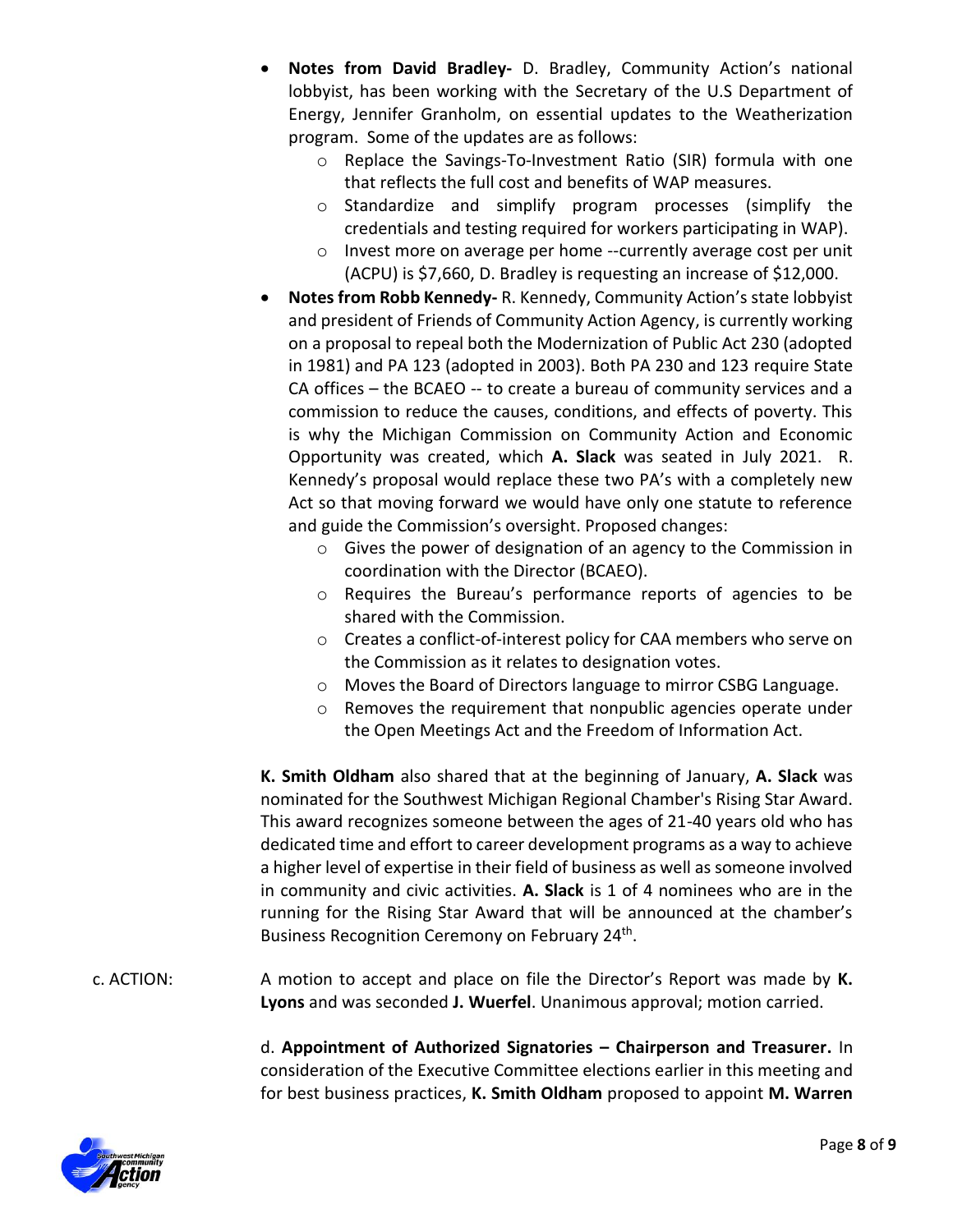- **Notes from David Bradley-** D. Bradley, Community Action's national lobbyist, has been working with the Secretary of the U.S Department of Energy, Jennifer Granholm, on essential updates to the Weatherization program. Some of the updates are as follows:
  - Replace the Savings-To-Investment Ratio (SIR) formula with one that reflects the full cost and benefits of WAP measures.
  - Standardize and simplify program processes (simplify the credentials and testing required for workers participating in WAP).
  - Invest more on average per home --currently average cost per unit (ACPU) is $7,660, D. Bradley is requesting an increase of $12,000.
- **Notes from Robb Kennedy-** R. Kennedy, Community Action's state lobbyist and president of Friends of Community Action Agency, is currently working on a proposal to repeal both the Modernization of Public Act 230 (adopted in 1981) and PA 123 (adopted in 2003). Both PA 230 and 123 require State CA offices – the BCAEO -- to create a bureau of community services and a commission to reduce the causes, conditions, and effects of poverty. This is why the Michigan Commission on Community Action and Economic Opportunity was created, which **A. Slack** was seated in July 2021. R. Kennedy's proposal would replace these two PA's with a completely new Act so that moving forward we would have only one statute to reference and guide the Commission's oversight. Proposed changes:
  - Gives the power of designation of an agency to the Commission in coordination with the Director (BCAEO).
  - Requires the Bureau's performance reports of agencies to be shared with the Commission.
  - Creates a conflict-of-interest policy for CAA members who serve on the Commission as it relates to designation votes.
  - Moves the Board of Directors language to mirror CSBG Language.
  - Removes the requirement that nonpublic agencies operate under the Open Meetings Act and the Freedom of Information Act.

**K. Smith Oldham** also shared that at the beginning of January, **A. Slack** was nominated for the Southwest Michigan Regional Chamber's Rising Star Award. This award recognizes someone between the ages of 21-40 years old who has dedicated time and effort to career development programs as a way to achieve a higher level of expertise in their field of business as well as someone involved in community and civic activities. **A. Slack** is 1 of 4 nominees who are in the running for the Rising Star Award that will be announced at the chamber's Business Recognition Ceremony on February 24th.

c. ACTION: A motion to accept and place on file the Director's Report was made by **K. Lyons** and was seconded **J. Wuerfel**. Unanimous approval; motion carried.

d. **Appointment of Authorized Signatories – Chairperson and Treasurer.** In consideration of the Executive Committee elections earlier in this meeting and for best business practices, **K. Smith Oldham** proposed to appoint **M. Warren**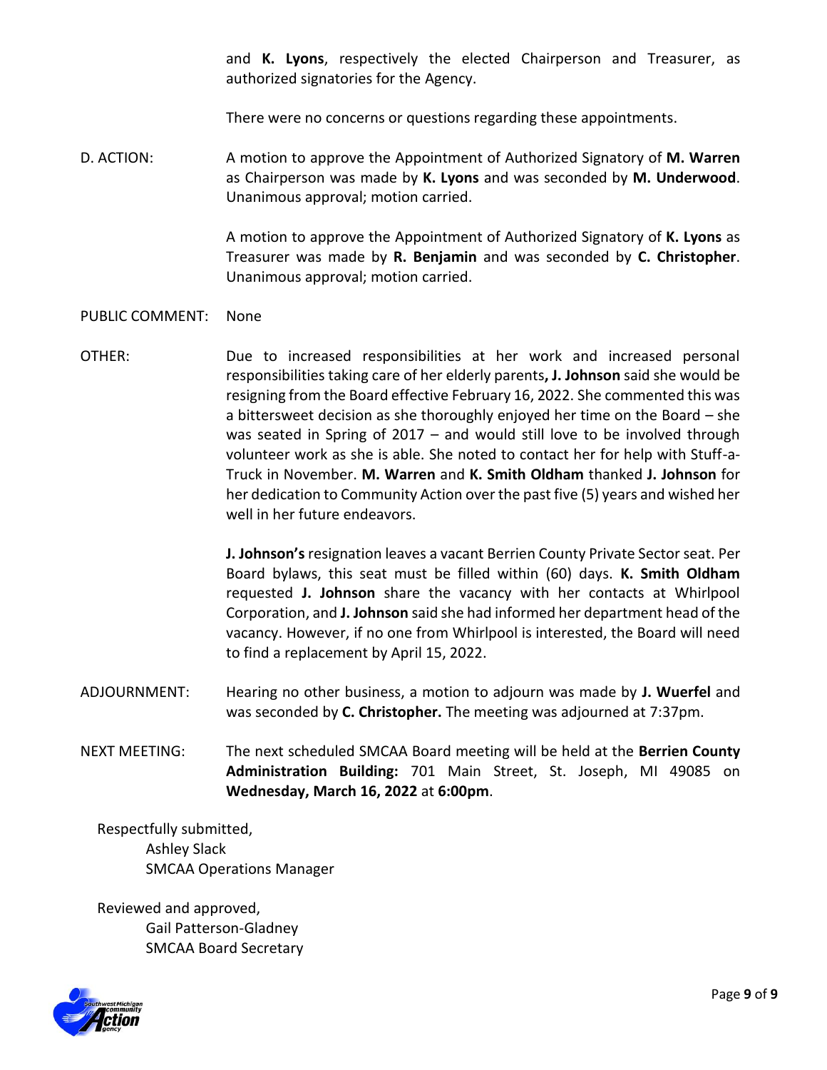and **K. Lyons**, respectively the elected Chairperson and Treasurer, as authorized signatories for the Agency.

There were no concerns or questions regarding these appointments.

D. ACTION: A motion to approve the Appointment of Authorized Signatory of **M. Warren** as Chairperson was made by **K. Lyons** and was seconded by **M. Underwood**. Unanimous approval; motion carried.

A motion to approve the Appointment of Authorized Signatory of **K. Lyons** as Treasurer was made by **R. Benjamin** and was seconded by **C. Christopher**. Unanimous approval; motion carried.

PUBLIC COMMENT: None

OTHER: Due to increased responsibilities at her work and increased personal responsibilities taking care of her elderly parents**, J. Johnson** said she would be resigning from the Board effective February 16, 2022. She commented this was a bittersweet decision as she thoroughly enjoyed her time on the Board – she was seated in Spring of 2017 – and would still love to be involved through volunteer work as she is able. She noted to contact her for help with Stuff-a-Truck in November. **M. Warren** and **K. Smith Oldham** thanked **J. Johnson** for her dedication to Community Action over the past five (5) years and wished her well in her future endeavors.

**J. Johnson's** resignation leaves a vacant Berrien County Private Sector seat. Per Board bylaws, this seat must be filled within (60) days. **K. Smith Oldham** requested **J. Johnson** share the vacancy with her contacts at Whirlpool Corporation, and **J. Johnson** said she had informed her department head of the vacancy. However, if no one from Whirlpool is interested, the Board will need to find a replacement by April 15, 2022.

ADJOURNMENT: Hearing no other business, a motion to adjourn was made by **J. Wuerfel** and was seconded by **C. Christopher.** The meeting was adjourned at 7:37pm.

NEXT MEETING: The next scheduled SMCAA Board meeting will be held at the **Berrien County Administration Building:** 701 Main Street, St. Joseph, MI 49085 on **Wednesday, March 16, 2022** at **6:00pm**.

Respectfully submitted,
Ashley Slack
SMCAA Operations Manager

Reviewed and approved,
Gail Patterson-Gladney
SMCAA Board Secretary